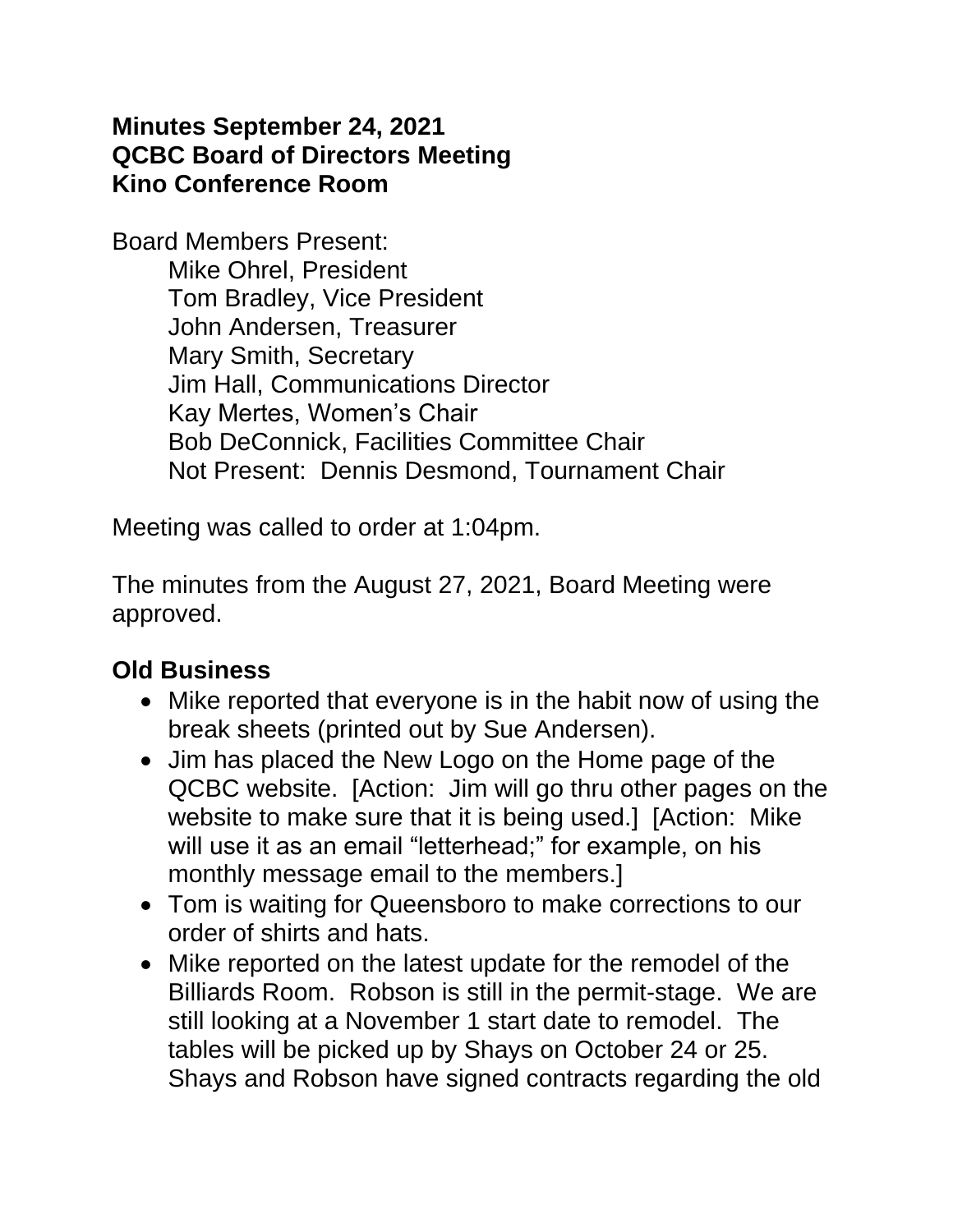**Minutes September 24, 2021**
**QCBC Board of Directors Meeting**
**Kino Conference Room**

Board Members Present:
- Mike Ohrel, President
- Tom Bradley, Vice President
- John Andersen, Treasurer
- Mary Smith, Secretary
- Jim Hall, Communications Director
- Kay Mertes, Women's Chair
- Bob DeConnick, Facilities Committee Chair
- Not Present: Dennis Desmond, Tournament Chair

Meeting was called to order at 1:04pm.

The minutes from the August 27, 2021, Board Meeting were approved.

## Old Business

- Mike reported that everyone is in the habit now of using the break sheets (printed out by Sue Andersen).
- Jim has placed the New Logo on the Home page of the QCBC website. [Action: Jim will go thru other pages on the website to make sure that it is being used.] [Action: Mike will use it as an email "letterhead;" for example, on his monthly message email to the members.]
- Tom is waiting for Queensboro to make corrections to our order of shirts and hats.
- Mike reported on the latest update for the remodel of the Billiards Room. Robson is still in the permit-stage. We are still looking at a November 1 start date to remodel. The tables will be picked up by Shays on October 24 or 25. Shays and Robson have signed contracts regarding the old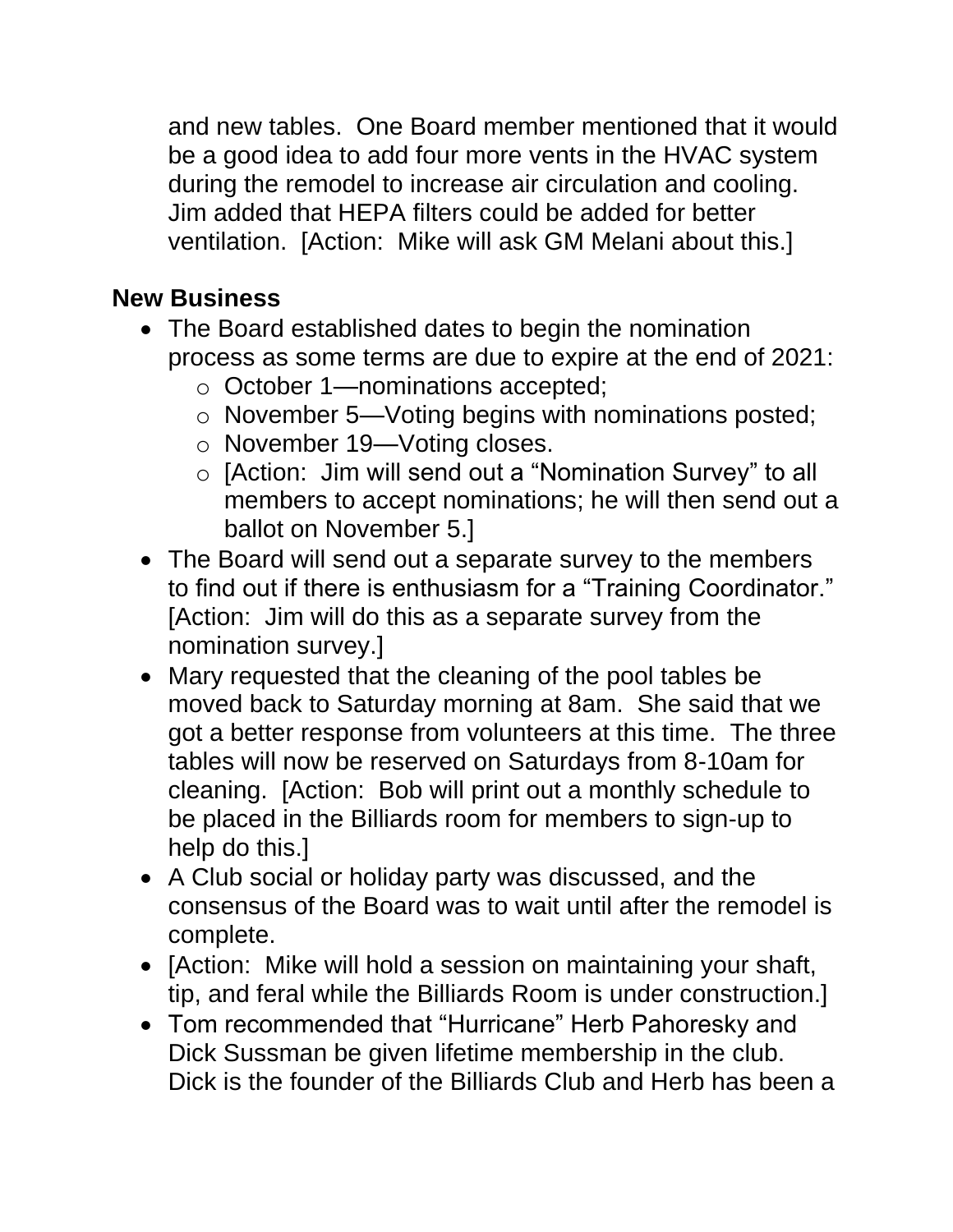and new tables. One Board member mentioned that it would be a good idea to add four more vents in the HVAC system during the remodel to increase air circulation and cooling. Jim added that HEPA filters could be added for better ventilation. [Action: Mike will ask GM Melani about this.]

## New Business

- The Board established dates to begin the nomination process as some terms are due to expire at the end of 2021:
  - October 1—nominations accepted;
  - November 5—Voting begins with nominations posted;
  - November 19—Voting closes.
  - [Action: Jim will send out a "Nomination Survey" to all members to accept nominations; he will then send out a ballot on November 5.]
- The Board will send out a separate survey to the members to find out if there is enthusiasm for a "Training Coordinator." [Action: Jim will do this as a separate survey from the nomination survey.]
- Mary requested that the cleaning of the pool tables be moved back to Saturday morning at 8am. She said that we got a better response from volunteers at this time. The three tables will now be reserved on Saturdays from 8-10am for cleaning. [Action: Bob will print out a monthly schedule to be placed in the Billiards room for members to sign-up to help do this.]
- A Club social or holiday party was discussed, and the consensus of the Board was to wait until after the remodel is complete.
- [Action: Mike will hold a session on maintaining your shaft, tip, and feral while the Billiards Room is under construction.]
- Tom recommended that "Hurricane" Herb Pahoresky and Dick Sussman be given lifetime membership in the club. Dick is the founder of the Billiards Club and Herb has been a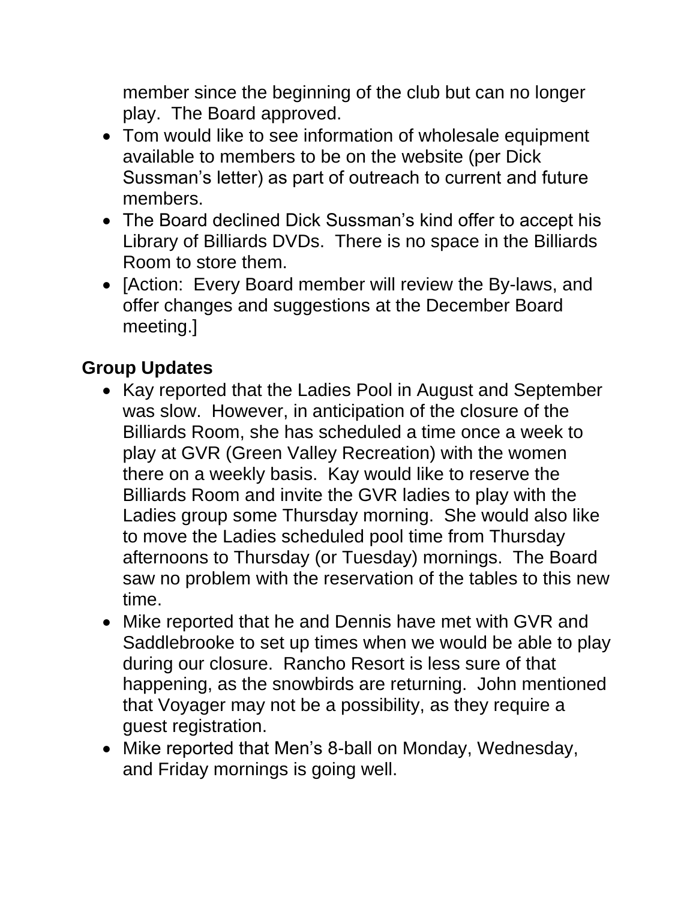member since the beginning of the club but can no longer play. The Board approved.

- Tom would like to see information of wholesale equipment available to members to be on the website (per Dick Sussman's letter) as part of outreach to current and future members.
- The Board declined Dick Sussman's kind offer to accept his Library of Billiards DVDs. There is no space in the Billiards Room to store them.
- [Action: Every Board member will review the By-laws, and offer changes and suggestions at the December Board meeting.]

## Group Updates

- Kay reported that the Ladies Pool in August and September was slow. However, in anticipation of the closure of the Billiards Room, she has scheduled a time once a week to play at GVR (Green Valley Recreation) with the women there on a weekly basis. Kay would like to reserve the Billiards Room and invite the GVR ladies to play with the Ladies group some Thursday morning. She would also like to move the Ladies scheduled pool time from Thursday afternoons to Thursday (or Tuesday) mornings. The Board saw no problem with the reservation of the tables to this new time.
- Mike reported that he and Dennis have met with GVR and Saddlebrooke to set up times when we would be able to play during our closure. Rancho Resort is less sure of that happening, as the snowbirds are returning. John mentioned that Voyager may not be a possibility, as they require a guest registration.
- Mike reported that Men's 8-ball on Monday, Wednesday, and Friday mornings is going well.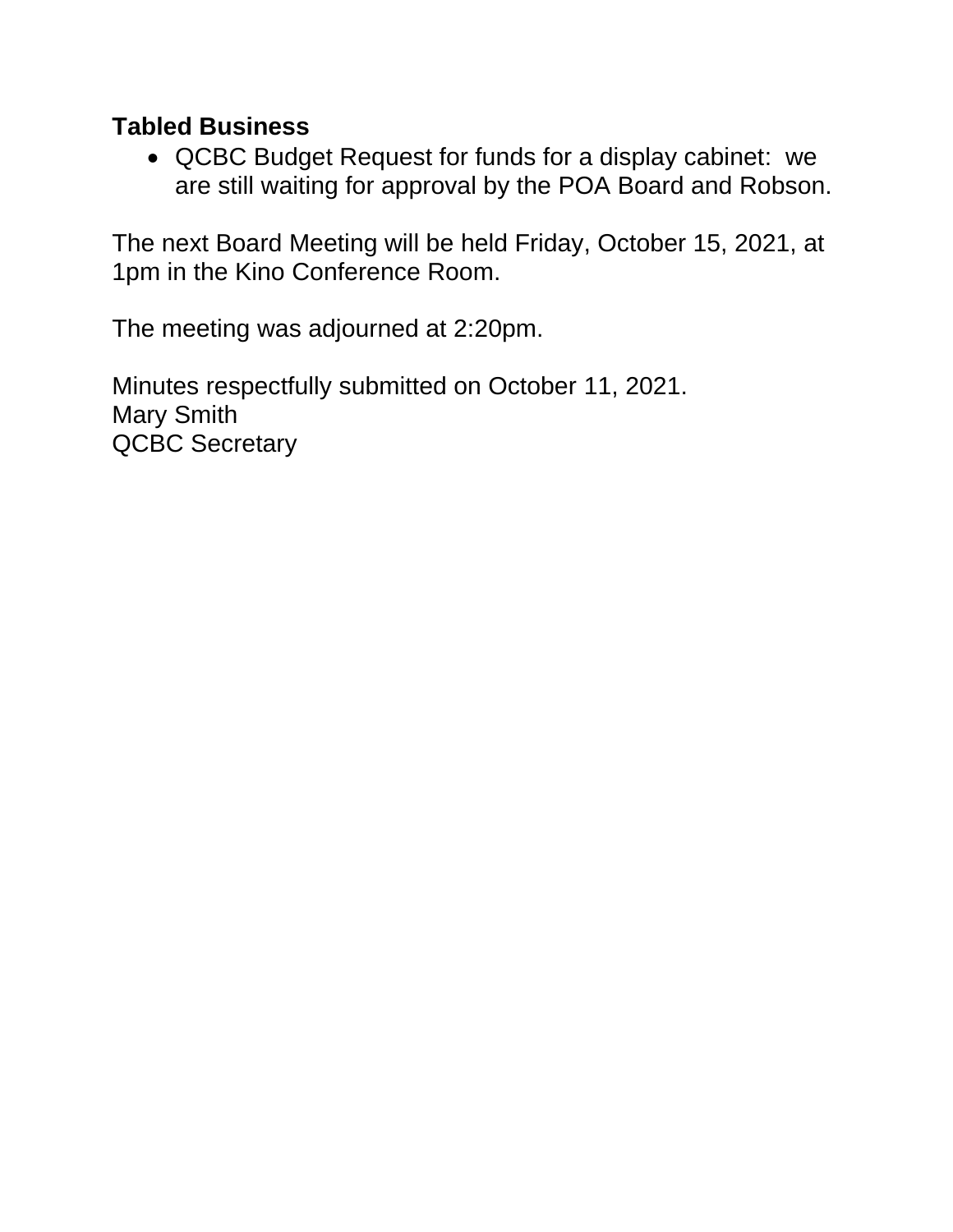**Tabled Business**

- QCBC Budget Request for funds for a display cabinet:  we are still waiting for approval by the POA Board and Robson.

The next Board Meeting will be held Friday, October 15, 2021, at 1pm in the Kino Conference Room.

The meeting was adjourned at 2:20pm.

Minutes respectfully submitted on October 11, 2021.
Mary Smith
QCBC Secretary